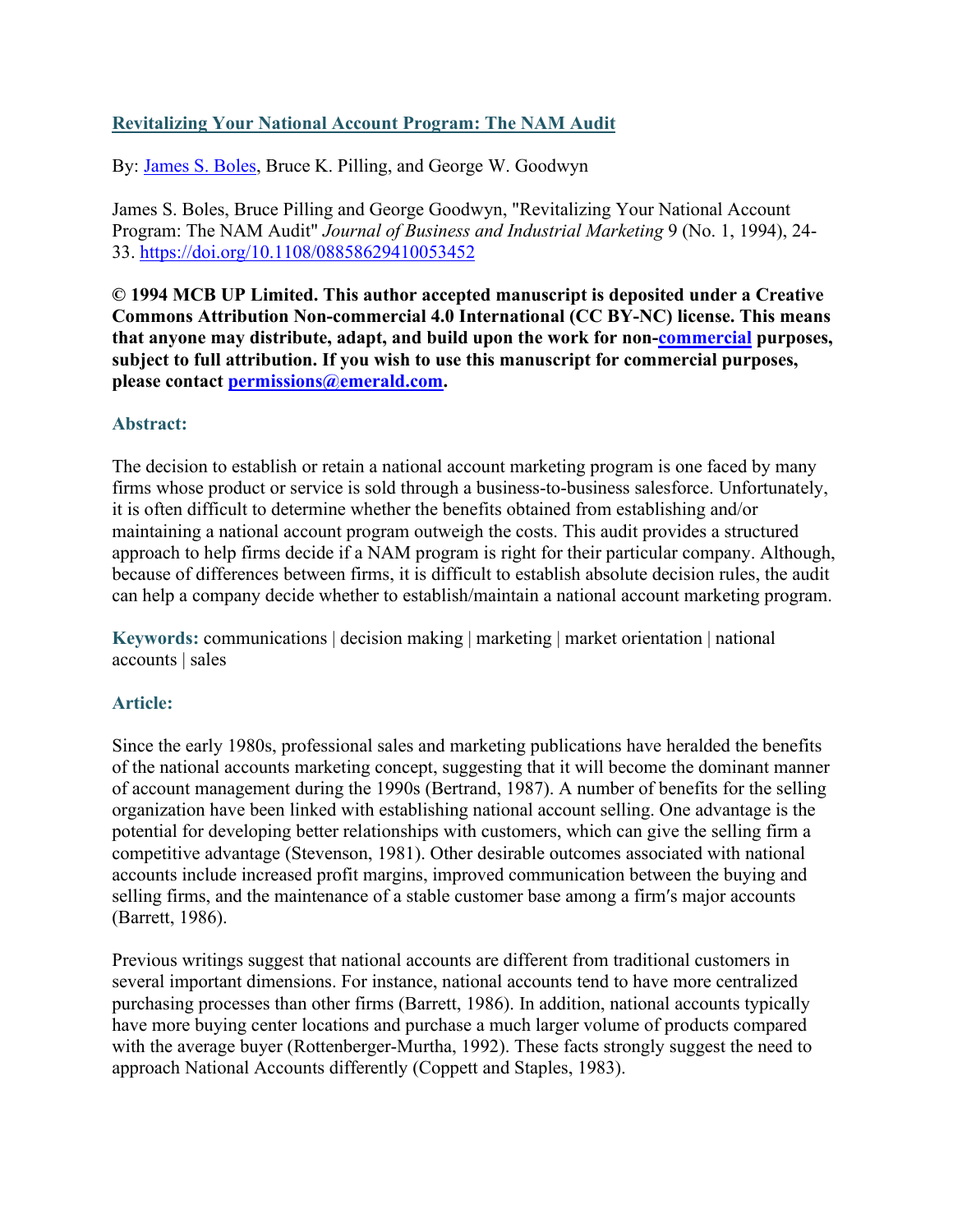## [Revitalizing Your National Account Program: The NAM Audit](#)

By: [James S. Boles](#), Bruce K. Pilling, and George W. Goodwyn

James S. Boles, Bruce Pilling and George Goodwyn, "Revitalizing Your National Account Program: The NAM Audit" *Journal of Business and Industrial Marketing* 9 (No. 1, 1994), 24-33. [https://doi.org/10.1108/08858629410053452](https://doi.org/10.1108/08858629410053452)

**© 1994 MCB UP Limited. This author accepted manuscript is deposited under a Creative Commons Attribution Non-commercial 4.0 International (CC BY-NC) license. This means that anyone may distribute, adapt, and build upon the work for non-[commercial](#) purposes, subject to full attribution. If you wish to use this manuscript for commercial purposes, please contact [permissions@emerald.com](mailto:permissions@emerald.com).**

### Abstract:

The decision to establish or retain a national account marketing program is one faced by many firms whose product or service is sold through a business-to-business salesforce. Unfortunately, it is often difficult to determine whether the benefits obtained from establishing and/or maintaining a national account program outweigh the costs. This audit provides a structured approach to help firms decide if a NAM program is right for their particular company. Although, because of differences between firms, it is difficult to establish absolute decision rules, the audit can help a company decide whether to establish/maintain a national account marketing program.

**Keywords:** communications | decision making | marketing | market orientation | national accounts | sales

### Article:

Since the early 1980s, professional sales and marketing publications have heralded the benefits of the national accounts marketing concept, suggesting that it will become the dominant manner of account management during the 1990s (Bertrand, 1987). A number of benefits for the selling organization have been linked with establishing national account selling. One advantage is the potential for developing better relationships with customers, which can give the selling firm a competitive advantage (Stevenson, 1981). Other desirable outcomes associated with national accounts include increased profit margins, improved communication between the buying and selling firms, and the maintenance of a stable customer base among a firm′s major accounts (Barrett, 1986).

Previous writings suggest that national accounts are different from traditional customers in several important dimensions. For instance, national accounts tend to have more centralized purchasing processes than other firms (Barrett, 1986). In addition, national accounts typically have more buying center locations and purchase a much larger volume of products compared with the average buyer (Rottenberger-Murtha, 1992). These facts strongly suggest the need to approach National Accounts differently (Coppett and Staples, 1983).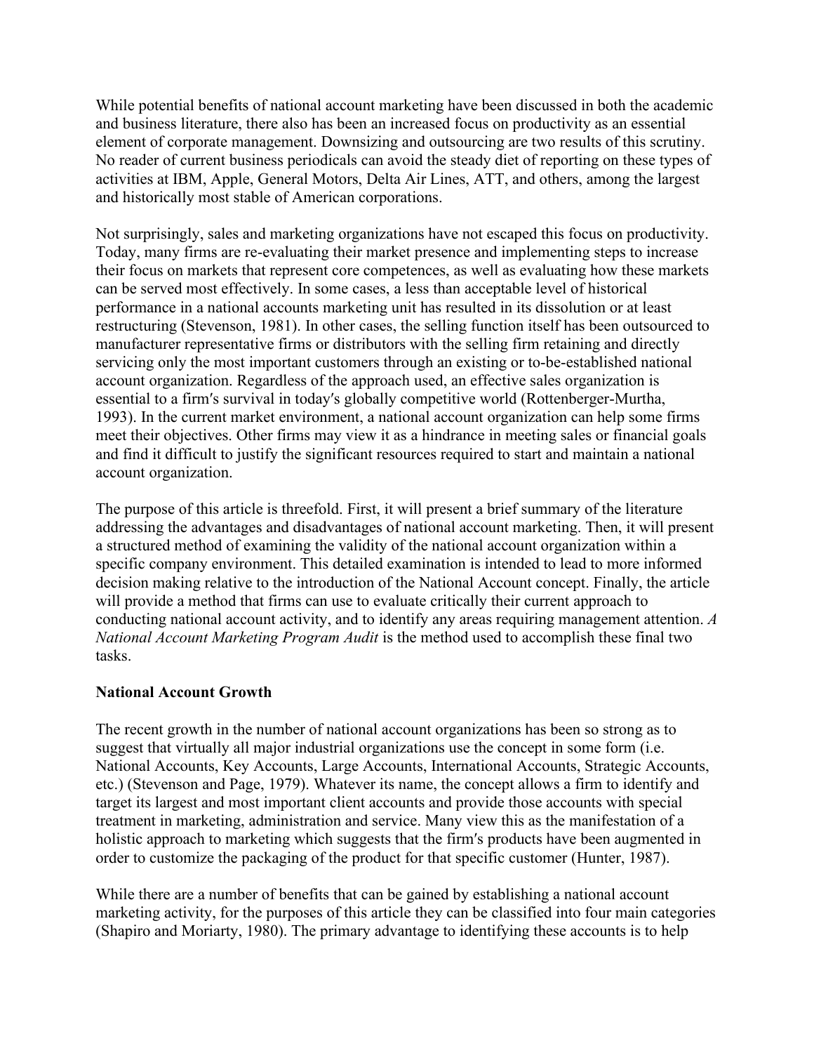While potential benefits of national account marketing have been discussed in both the academic and business literature, there also has been an increased focus on productivity as an essential element of corporate management. Downsizing and outsourcing are two results of this scrutiny. No reader of current business periodicals can avoid the steady diet of reporting on these types of activities at IBM, Apple, General Motors, Delta Air Lines, ATT, and others, among the largest and historically most stable of American corporations.

Not surprisingly, sales and marketing organizations have not escaped this focus on productivity. Today, many firms are re-evaluating their market presence and implementing steps to increase their focus on markets that represent core competences, as well as evaluating how these markets can be served most effectively. In some cases, a less than acceptable level of historical performance in a national accounts marketing unit has resulted in its dissolution or at least restructuring (Stevenson, 1981). In other cases, the selling function itself has been outsourced to manufacturer representative firms or distributors with the selling firm retaining and directly servicing only the most important customers through an existing or to-be-established national account organization. Regardless of the approach used, an effective sales organization is essential to a firm′s survival in today′s globally competitive world (Rottenberger-Murtha, 1993). In the current market environment, a national account organization can help some firms meet their objectives. Other firms may view it as a hindrance in meeting sales or financial goals and find it difficult to justify the significant resources required to start and maintain a national account organization.

The purpose of this article is threefold. First, it will present a brief summary of the literature addressing the advantages and disadvantages of national account marketing. Then, it will present a structured method of examining the validity of the national account organization within a specific company environment. This detailed examination is intended to lead to more informed decision making relative to the introduction of the National Account concept. Finally, the article will provide a method that firms can use to evaluate critically their current approach to conducting national account activity, and to identify any areas requiring management attention. *A National Account Marketing Program Audit* is the method used to accomplish these final two tasks.

## National Account Growth

The recent growth in the number of national account organizations has been so strong as to suggest that virtually all major industrial organizations use the concept in some form (i.e. National Accounts, Key Accounts, Large Accounts, International Accounts, Strategic Accounts, etc.) (Stevenson and Page, 1979). Whatever its name, the concept allows a firm to identify and target its largest and most important client accounts and provide those accounts with special treatment in marketing, administration and service. Many view this as the manifestation of a holistic approach to marketing which suggests that the firm′s products have been augmented in order to customize the packaging of the product for that specific customer (Hunter, 1987).

While there are a number of benefits that can be gained by establishing a national account marketing activity, for the purposes of this article they can be classified into four main categories (Shapiro and Moriarty, 1980). The primary advantage to identifying these accounts is to help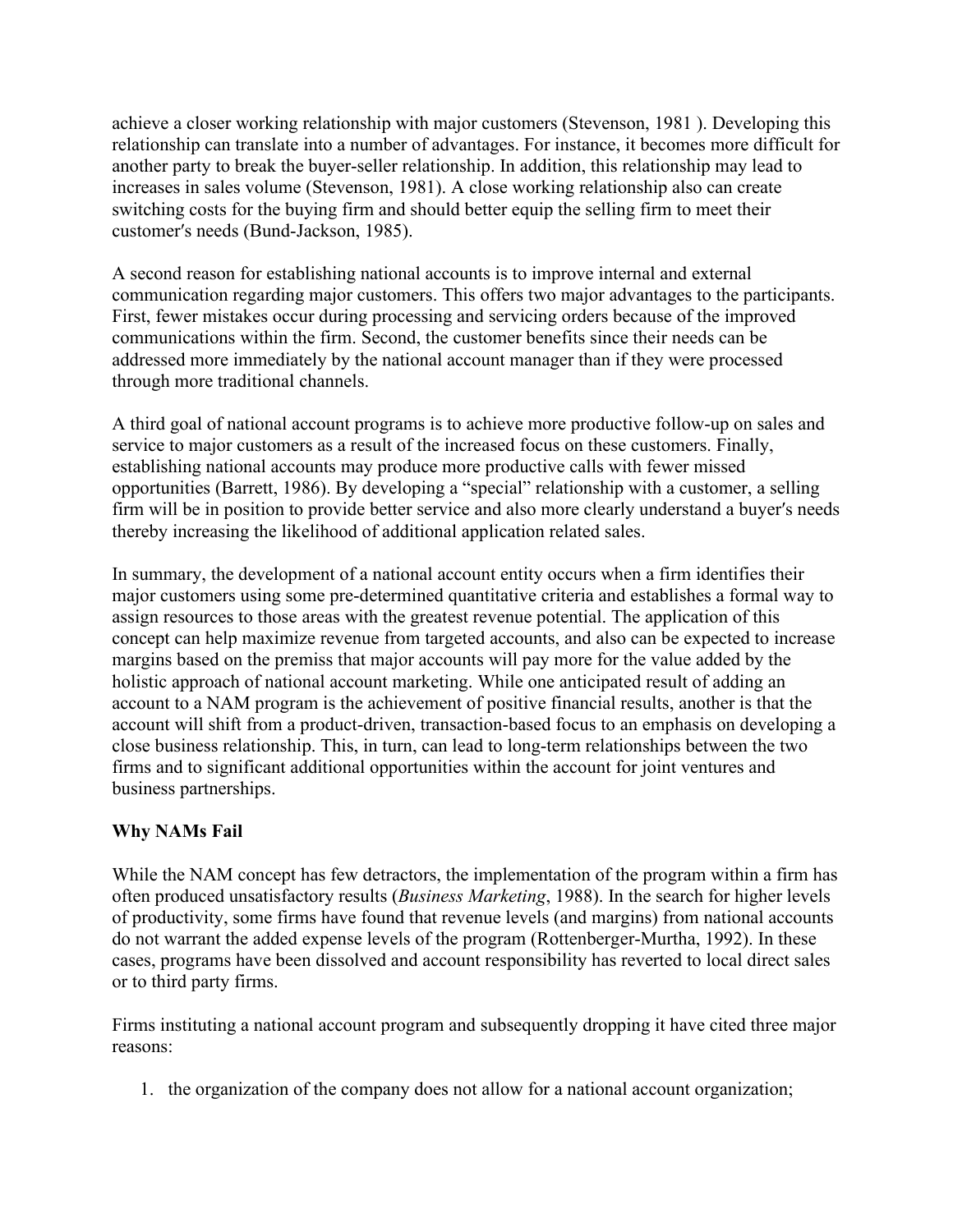achieve a closer working relationship with major customers (Stevenson, 1981 ). Developing this relationship can translate into a number of advantages. For instance, it becomes more difficult for another party to break the buyer-seller relationship. In addition, this relationship may lead to increases in sales volume (Stevenson, 1981). A close working relationship also can create switching costs for the buying firm and should better equip the selling firm to meet their customer′s needs (Bund-Jackson, 1985).

A second reason for establishing national accounts is to improve internal and external communication regarding major customers. This offers two major advantages to the participants. First, fewer mistakes occur during processing and servicing orders because of the improved communications within the firm. Second, the customer benefits since their needs can be addressed more immediately by the national account manager than if they were processed through more traditional channels.

A third goal of national account programs is to achieve more productive follow-up on sales and service to major customers as a result of the increased focus on these customers. Finally, establishing national accounts may produce more productive calls with fewer missed opportunities (Barrett, 1986). By developing a "special" relationship with a customer, a selling firm will be in position to provide better service and also more clearly understand a buyer′s needs thereby increasing the likelihood of additional application related sales.

In summary, the development of a national account entity occurs when a firm identifies their major customers using some pre-determined quantitative criteria and establishes a formal way to assign resources to those areas with the greatest revenue potential. The application of this concept can help maximize revenue from targeted accounts, and also can be expected to increase margins based on the premiss that major accounts will pay more for the value added by the holistic approach of national account marketing. While one anticipated result of adding an account to a NAM program is the achievement of positive financial results, another is that the account will shift from a product-driven, transaction-based focus to an emphasis on developing a close business relationship. This, in turn, can lead to long-term relationships between the two firms and to significant additional opportunities within the account for joint ventures and business partnerships.

**Why NAMs Fail**

While the NAM concept has few detractors, the implementation of the program within a firm has often produced unsatisfactory results (*Business Marketing*, 1988). In the search for higher levels of productivity, some firms have found that revenue levels (and margins) from national accounts do not warrant the added expense levels of the program (Rottenberger-Murtha, 1992). In these cases, programs have been dissolved and account responsibility has reverted to local direct sales or to third party firms.

Firms instituting a national account program and subsequently dropping it have cited three major reasons:

1. the organization of the company does not allow for a national account organization;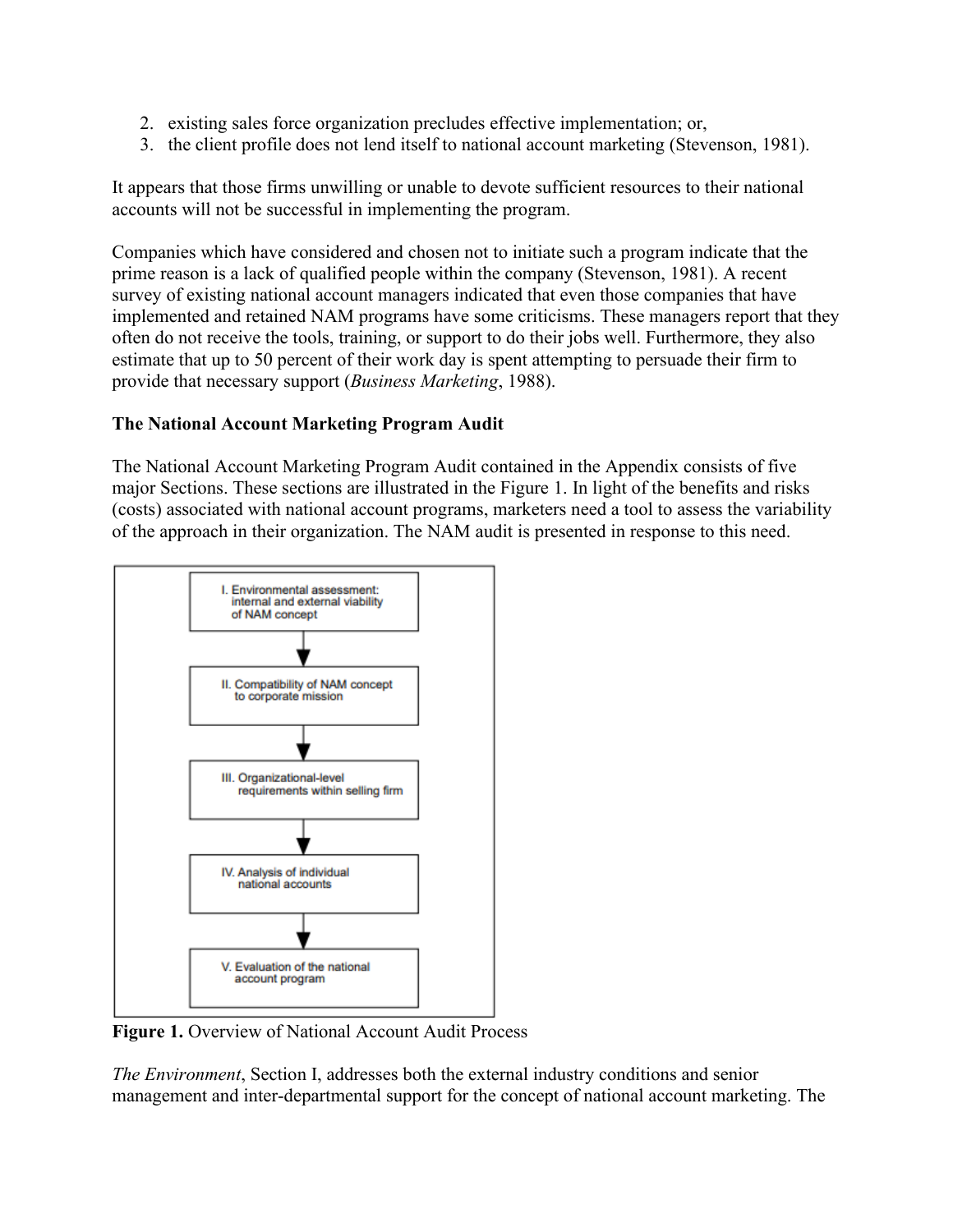2. existing sales force organization precludes effective implementation; or,
3. the client profile does not lend itself to national account marketing (Stevenson, 1981).

It appears that those firms unwilling or unable to devote sufficient resources to their national accounts will not be successful in implementing the program.

Companies which have considered and chosen not to initiate such a program indicate that the prime reason is a lack of qualified people within the company (Stevenson, 1981). A recent survey of existing national account managers indicated that even those companies that have implemented and retained NAM programs have some criticisms. These managers report that they often do not receive the tools, training, or support to do their jobs well. Furthermore, they also estimate that up to 50 percent of their work day is spent attempting to persuade their firm to provide that necessary support (*Business Marketing*, 1988).

**The National Account Marketing Program Audit**

The National Account Marketing Program Audit contained in the Appendix consists of five major Sections. These sections are illustrated in the Figure 1. In light of the benefits and risks (costs) associated with national account programs, marketers need a tool to assess the variability of the approach in their organization. The NAM audit is presented in response to this need.

I. Environmental assessment: internal and external viability of NAM concept

↓

II. Compatibility of NAM concept to corporate mission

↓

III. Organizational-level requirements within selling firm

↓

IV. Analysis of individual national accounts

↓

V. Evaluation of the national account program

**Figure 1.** Overview of National Account Audit Process

*The Environment*, Section I, addresses both the external industry conditions and senior management and inter-departmental support for the concept of national account marketing. The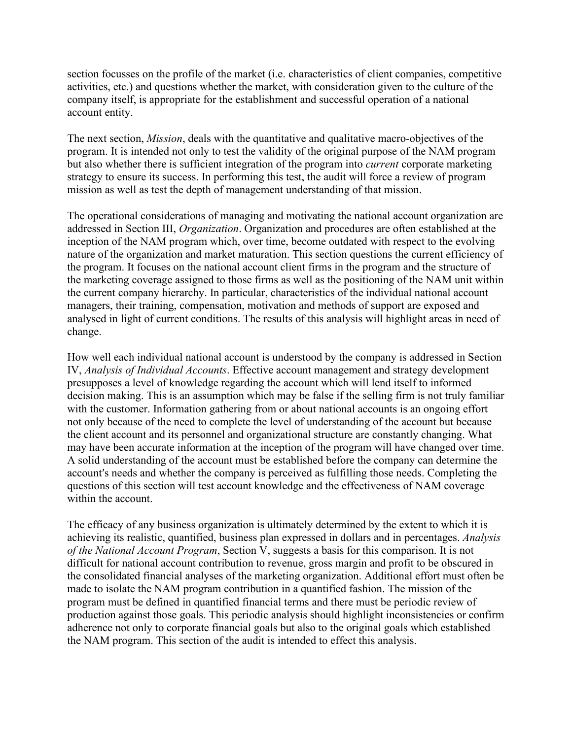section focusses on the profile of the market (i.e. characteristics of client companies, competitive activities, etc.) and questions whether the market, with consideration given to the culture of the company itself, is appropriate for the establishment and successful operation of a national account entity.

The next section, *Mission*, deals with the quantitative and qualitative macro-objectives of the program. It is intended not only to test the validity of the original purpose of the NAM program but also whether there is sufficient integration of the program into *current* corporate marketing strategy to ensure its success. In performing this test, the audit will force a review of program mission as well as test the depth of management understanding of that mission.

The operational considerations of managing and motivating the national account organization are addressed in Section III, *Organization*. Organization and procedures are often established at the inception of the NAM program which, over time, become outdated with respect to the evolving nature of the organization and market maturation. This section questions the current efficiency of the program. It focuses on the national account client firms in the program and the structure of the marketing coverage assigned to those firms as well as the positioning of the NAM unit within the current company hierarchy. In particular, characteristics of the individual national account managers, their training, compensation, motivation and methods of support are exposed and analysed in light of current conditions. The results of this analysis will highlight areas in need of change.

How well each individual national account is understood by the company is addressed in Section IV, *Analysis of Individual Accounts*. Effective account management and strategy development presupposes a level of knowledge regarding the account which will lend itself to informed decision making. This is an assumption which may be false if the selling firm is not truly familiar with the customer. Information gathering from or about national accounts is an ongoing effort not only because of the need to complete the level of understanding of the account but because the client account and its personnel and organizational structure are constantly changing. What may have been accurate information at the inception of the program will have changed over time. A solid understanding of the account must be established before the company can determine the account's needs and whether the company is perceived as fulfilling those needs. Completing the questions of this section will test account knowledge and the effectiveness of NAM coverage within the account.

The efficacy of any business organization is ultimately determined by the extent to which it is achieving its realistic, quantified, business plan expressed in dollars and in percentages. *Analysis of the National Account Program*, Section V, suggests a basis for this comparison. It is not difficult for national account contribution to revenue, gross margin and profit to be obscured in the consolidated financial analyses of the marketing organization. Additional effort must often be made to isolate the NAM program contribution in a quantified fashion. The mission of the program must be defined in quantified financial terms and there must be periodic review of production against those goals. This periodic analysis should highlight inconsistencies or confirm adherence not only to corporate financial goals but also to the original goals which established the NAM program. This section of the audit is intended to effect this analysis.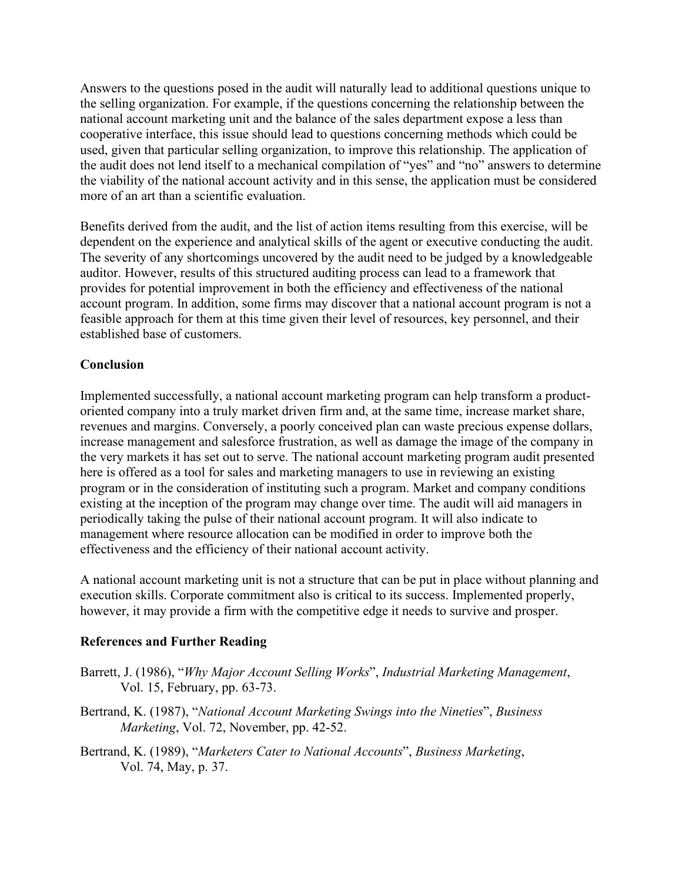Answers to the questions posed in the audit will naturally lead to additional questions unique to the selling organization. For example, if the questions concerning the relationship between the national account marketing unit and the balance of the sales department expose a less than cooperative interface, this issue should lead to questions concerning methods which could be used, given that particular selling organization, to improve this relationship. The application of the audit does not lend itself to a mechanical compilation of "yes" and "no" answers to determine the viability of the national account activity and in this sense, the application must be considered more of an art than a scientific evaluation.

Benefits derived from the audit, and the list of action items resulting from this exercise, will be dependent on the experience and analytical skills of the agent or executive conducting the audit. The severity of any shortcomings uncovered by the audit need to be judged by a knowledgeable auditor. However, results of this structured auditing process can lead to a framework that provides for potential improvement in both the efficiency and effectiveness of the national account program. In addition, some firms may discover that a national account program is not a feasible approach for them at this time given their level of resources, key personnel, and their established base of customers.

### Conclusion

Implemented successfully, a national account marketing program can help transform a product-oriented company into a truly market driven firm and, at the same time, increase market share, revenues and margins. Conversely, a poorly conceived plan can waste precious expense dollars, increase management and salesforce frustration, as well as damage the image of the company in the very markets it has set out to serve. The national account marketing program audit presented here is offered as a tool for sales and marketing managers to use in reviewing an existing program or in the consideration of instituting such a program. Market and company conditions existing at the inception of the program may change over time. The audit will aid managers in periodically taking the pulse of their national account program. It will also indicate to management where resource allocation can be modified in order to improve both the effectiveness and the efficiency of their national account activity.

A national account marketing unit is not a structure that can be put in place without planning and execution skills. Corporate commitment also is critical to its success. Implemented properly, however, it may provide a firm with the competitive edge it needs to survive and prosper.

### References and Further Reading

Barrett, J. (1986), "*Why Major Account Selling Works*", *Industrial Marketing Management*, Vol. 15, February, pp. 63-73.

Bertrand, K. (1987), "*National Account Marketing Swings into the Nineties*", *Business Marketing*, Vol. 72, November, pp. 42-52.

Bertrand, K. (1989), "*Marketers Cater to National Accounts*", *Business Marketing*, Vol. 74, May, p. 37.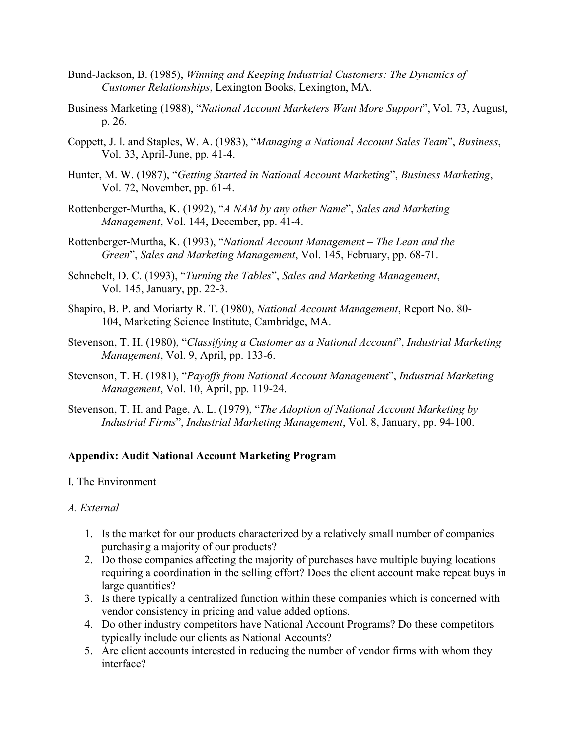Bund-Jackson, B. (1985), *Winning and Keeping Industrial Customers: The Dynamics of Customer Relationships*, Lexington Books, Lexington, MA.

Business Marketing (1988), "*National Account Marketers Want More Support*", Vol. 73, August, p. 26.

Coppett, J. l. and Staples, W. A. (1983), "*Managing a National Account Sales Team*", *Business*, Vol. 33, April-June, pp. 41-4.

Hunter, M. W. (1987), "*Getting Started in National Account Marketing*", *Business Marketing*, Vol. 72, November, pp. 61-4.

Rottenberger-Murtha, K. (1992), "*A NAM by any other Name*", *Sales and Marketing Management*, Vol. 144, December, pp. 41-4.

Rottenberger-Murtha, K. (1993), "*National Account Management – The Lean and the Green*", *Sales and Marketing Management*, Vol. 145, February, pp. 68-71.

Schnebelt, D. C. (1993), "*Turning the Tables*", *Sales and Marketing Management*, Vol. 145, January, pp. 22-3.

Shapiro, B. P. and Moriarty R. T. (1980), *National Account Management*, Report No. 80-104, Marketing Science Institute, Cambridge, MA.

Stevenson, T. H. (1980), "*Classifying a Customer as a National Account*", *Industrial Marketing Management*, Vol. 9, April, pp. 133-6.

Stevenson, T. H. (1981), "*Payoffs from National Account Management*", *Industrial Marketing Management*, Vol. 10, April, pp. 119-24.

Stevenson, T. H. and Page, A. L. (1979), "*The Adoption of National Account Marketing by Industrial Firms*", *Industrial Marketing Management*, Vol. 8, January, pp. 94-100.

**Appendix: Audit National Account Marketing Program**

I. The Environment

*A. External*

1. Is the market for our products characterized by a relatively small number of companies purchasing a majority of our products?
2. Do those companies affecting the majority of purchases have multiple buying locations requiring a coordination in the selling effort? Does the client account make repeat buys in large quantities?
3. Is there typically a centralized function within these companies which is concerned with vendor consistency in pricing and value added options.
4. Do other industry competitors have National Account Programs? Do these competitors typically include our clients as National Accounts?
5. Are client accounts interested in reducing the number of vendor firms with whom they interface?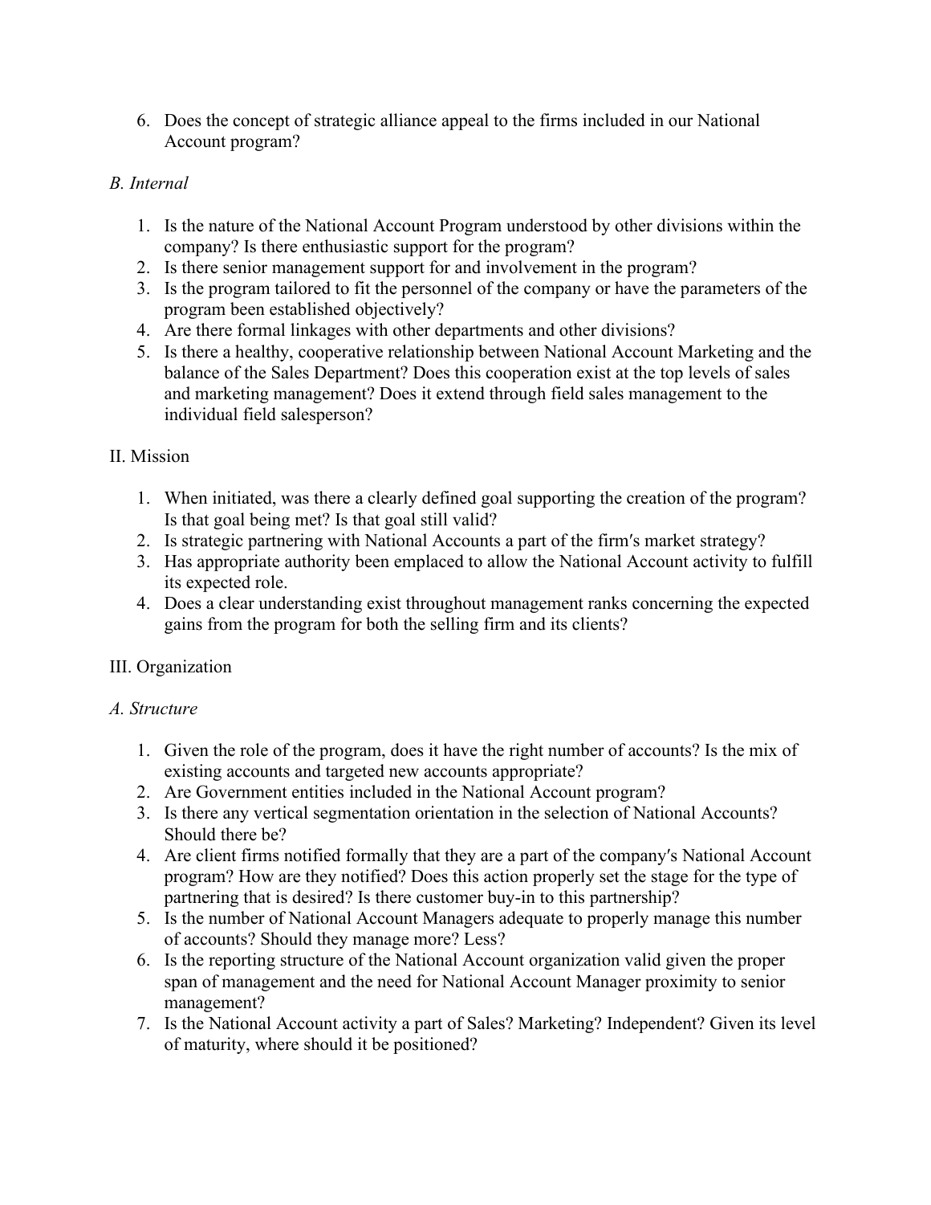6. Does the concept of strategic alliance appeal to the firms included in our National Account program?

*B. Internal*

1. Is the nature of the National Account Program understood by other divisions within the company? Is there enthusiastic support for the program?
2. Is there senior management support for and involvement in the program?
3. Is the program tailored to fit the personnel of the company or have the parameters of the program been established objectively?
4. Are there formal linkages with other departments and other divisions?
5. Is there a healthy, cooperative relationship between National Account Marketing and the balance of the Sales Department? Does this cooperation exist at the top levels of sales and marketing management? Does it extend through field sales management to the individual field salesperson?

II. Mission

1. When initiated, was there a clearly defined goal supporting the creation of the program? Is that goal being met? Is that goal still valid?
2. Is strategic partnering with National Accounts a part of the firm′s market strategy?
3. Has appropriate authority been emplaced to allow the National Account activity to fulfill its expected role.
4. Does a clear understanding exist throughout management ranks concerning the expected gains from the program for both the selling firm and its clients?

III. Organization

*A. Structure*

1. Given the role of the program, does it have the right number of accounts? Is the mix of existing accounts and targeted new accounts appropriate?
2. Are Government entities included in the National Account program?
3. Is there any vertical segmentation orientation in the selection of National Accounts? Should there be?
4. Are client firms notified formally that they are a part of the company′s National Account program? How are they notified? Does this action properly set the stage for the type of partnering that is desired? Is there customer buy-in to this partnership?
5. Is the number of National Account Managers adequate to properly manage this number of accounts? Should they manage more? Less?
6. Is the reporting structure of the National Account organization valid given the proper span of management and the need for National Account Manager proximity to senior management?
7. Is the National Account activity a part of Sales? Marketing? Independent? Given its level of maturity, where should it be positioned?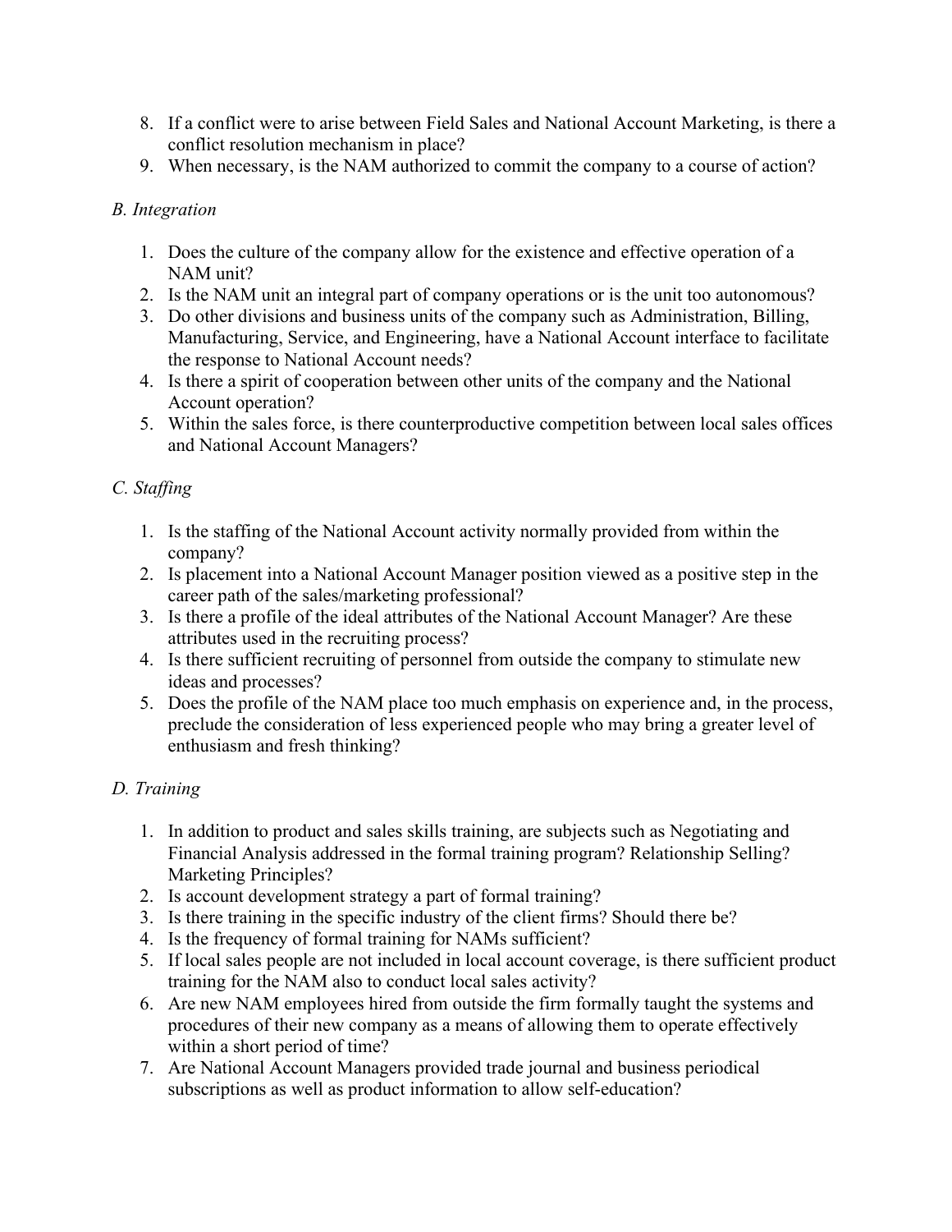8. If a conflict were to arise between Field Sales and National Account Marketing, is there a conflict resolution mechanism in place?
9. When necessary, is the NAM authorized to commit the company to a course of action?

*B. Integration*

1. Does the culture of the company allow for the existence and effective operation of a NAM unit?
2. Is the NAM unit an integral part of company operations or is the unit too autonomous?
3. Do other divisions and business units of the company such as Administration, Billing, Manufacturing, Service, and Engineering, have a National Account interface to facilitate the response to National Account needs?
4. Is there a spirit of cooperation between other units of the company and the National Account operation?
5. Within the sales force, is there counterproductive competition between local sales offices and National Account Managers?

*C. Staffing*

1. Is the staffing of the National Account activity normally provided from within the company?
2. Is placement into a National Account Manager position viewed as a positive step in the career path of the sales/marketing professional?
3. Is there a profile of the ideal attributes of the National Account Manager? Are these attributes used in the recruiting process?
4. Is there sufficient recruiting of personnel from outside the company to stimulate new ideas and processes?
5. Does the profile of the NAM place too much emphasis on experience and, in the process, preclude the consideration of less experienced people who may bring a greater level of enthusiasm and fresh thinking?

*D. Training*

1. In addition to product and sales skills training, are subjects such as Negotiating and Financial Analysis addressed in the formal training program? Relationship Selling? Marketing Principles?
2. Is account development strategy a part of formal training?
3. Is there training in the specific industry of the client firms? Should there be?
4. Is the frequency of formal training for NAMs sufficient?
5. If local sales people are not included in local account coverage, is there sufficient product training for the NAM also to conduct local sales activity?
6. Are new NAM employees hired from outside the firm formally taught the systems and procedures of their new company as a means of allowing them to operate effectively within a short period of time?
7. Are National Account Managers provided trade journal and business periodical subscriptions as well as product information to allow self-education?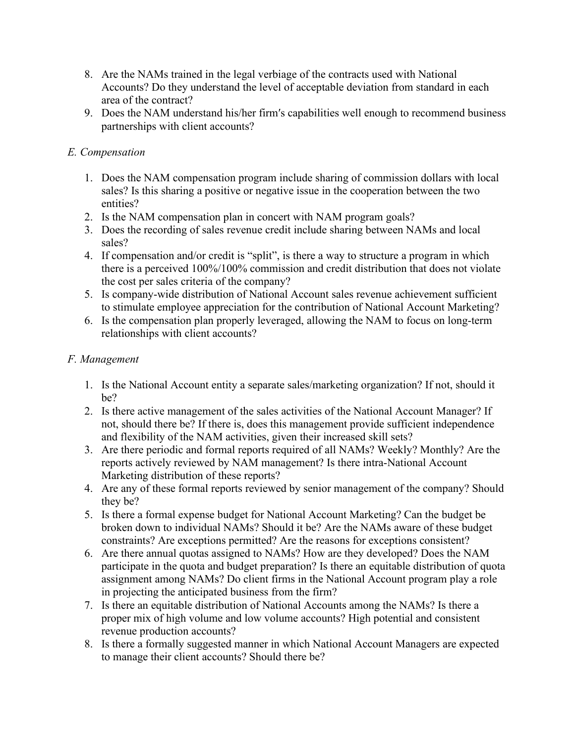8. Are the NAMs trained in the legal verbiage of the contracts used with National Accounts? Do they understand the level of acceptable deviation from standard in each area of the contract?
9. Does the NAM understand his/her firm′s capabilities well enough to recommend business partnerships with client accounts?

*E. Compensation*

1. Does the NAM compensation program include sharing of commission dollars with local sales? Is this sharing a positive or negative issue in the cooperation between the two entities?
2. Is the NAM compensation plan in concert with NAM program goals?
3. Does the recording of sales revenue credit include sharing between NAMs and local sales?
4. If compensation and/or credit is "split", is there a way to structure a program in which there is a perceived 100%/100% commission and credit distribution that does not violate the cost per sales criteria of the company?
5. Is company-wide distribution of National Account sales revenue achievement sufficient to stimulate employee appreciation for the contribution of National Account Marketing?
6. Is the compensation plan properly leveraged, allowing the NAM to focus on long-term relationships with client accounts?

*F. Management*

1. Is the National Account entity a separate sales/marketing organization? If not, should it be?
2. Is there active management of the sales activities of the National Account Manager? If not, should there be? If there is, does this management provide sufficient independence and flexibility of the NAM activities, given their increased skill sets?
3. Are there periodic and formal reports required of all NAMs? Weekly? Monthly? Are the reports actively reviewed by NAM management? Is there intra-National Account Marketing distribution of these reports?
4. Are any of these formal reports reviewed by senior management of the company? Should they be?
5. Is there a formal expense budget for National Account Marketing? Can the budget be broken down to individual NAMs? Should it be? Are the NAMs aware of these budget constraints? Are exceptions permitted? Are the reasons for exceptions consistent?
6. Are there annual quotas assigned to NAMs? How are they developed? Does the NAM participate in the quota and budget preparation? Is there an equitable distribution of quota assignment among NAMs? Do client firms in the National Account program play a role in projecting the anticipated business from the firm?
7. Is there an equitable distribution of National Accounts among the NAMs? Is there a proper mix of high volume and low volume accounts? High potential and consistent revenue production accounts?
8. Is there a formally suggested manner in which National Account Managers are expected to manage their client accounts? Should there be?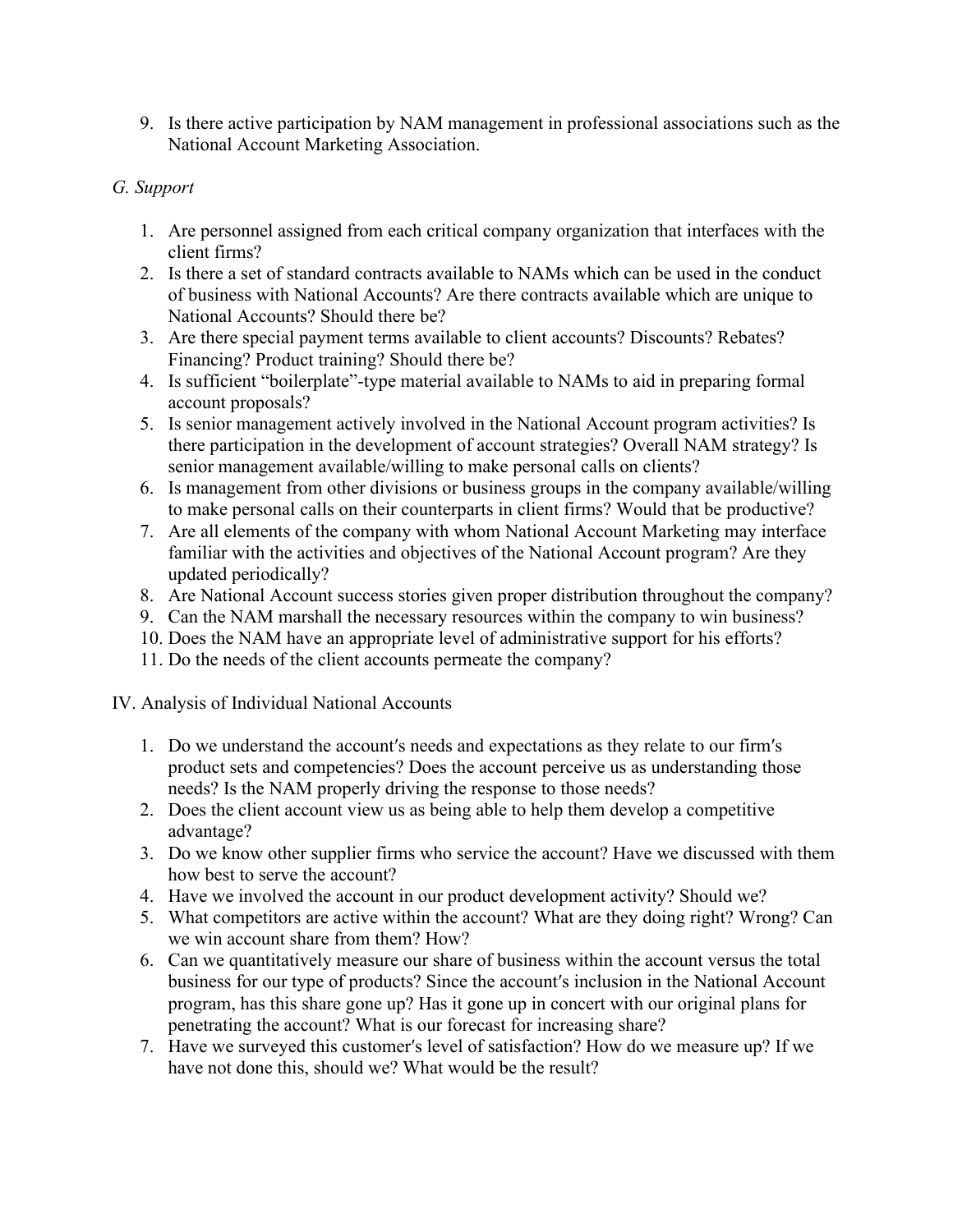9. Is there active participation by NAM management in professional associations such as the National Account Marketing Association.

*G. Support*

1. Are personnel assigned from each critical company organization that interfaces with the client firms?
2. Is there a set of standard contracts available to NAMs which can be used in the conduct of business with National Accounts? Are there contracts available which are unique to National Accounts? Should there be?
3. Are there special payment terms available to client accounts? Discounts? Rebates? Financing? Product training? Should there be?
4. Is sufficient "boilerplate"-type material available to NAMs to aid in preparing formal account proposals?
5. Is senior management actively involved in the National Account program activities? Is there participation in the development of account strategies? Overall NAM strategy? Is senior management available/willing to make personal calls on clients?
6. Is management from other divisions or business groups in the company available/willing to make personal calls on their counterparts in client firms? Would that be productive?
7. Are all elements of the company with whom National Account Marketing may interface familiar with the activities and objectives of the National Account program? Are they updated periodically?
8. Are National Account success stories given proper distribution throughout the company?
9. Can the NAM marshall the necessary resources within the company to win business?
10. Does the NAM have an appropriate level of administrative support for his efforts?
11. Do the needs of the client accounts permeate the company?

IV. Analysis of Individual National Accounts

1. Do we understand the account′s needs and expectations as they relate to our firm′s product sets and competencies? Does the account perceive us as understanding those needs? Is the NAM properly driving the response to those needs?
2. Does the client account view us as being able to help them develop a competitive advantage?
3. Do we know other supplier firms who service the account? Have we discussed with them how best to serve the account?
4. Have we involved the account in our product development activity? Should we?
5. What competitors are active within the account? What are they doing right? Wrong? Can we win account share from them? How?
6. Can we quantitatively measure our share of business within the account versus the total business for our type of products? Since the account′s inclusion in the National Account program, has this share gone up? Has it gone up in concert with our original plans for penetrating the account? What is our forecast for increasing share?
7. Have we surveyed this customer′s level of satisfaction? How do we measure up? If we have not done this, should we? What would be the result?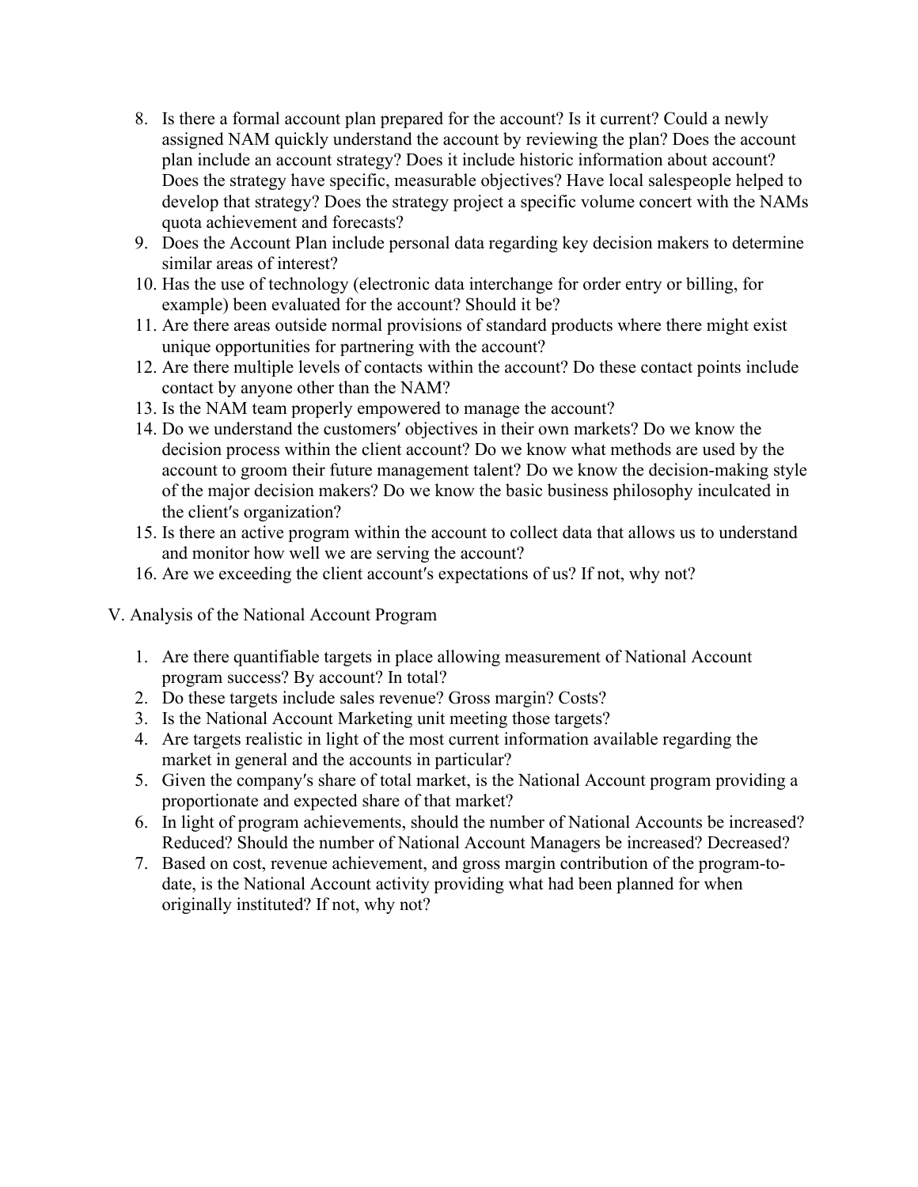8. Is there a formal account plan prepared for the account? Is it current? Could a newly assigned NAM quickly understand the account by reviewing the plan? Does the account plan include an account strategy? Does it include historic information about account? Does the strategy have specific, measurable objectives? Have local salespeople helped to develop that strategy? Does the strategy project a specific volume concert with the NAMs quota achievement and forecasts?
9. Does the Account Plan include personal data regarding key decision makers to determine similar areas of interest?
10. Has the use of technology (electronic data interchange for order entry or billing, for example) been evaluated for the account? Should it be?
11. Are there areas outside normal provisions of standard products where there might exist unique opportunities for partnering with the account?
12. Are there multiple levels of contacts within the account? Do these contact points include contact by anyone other than the NAM?
13. Is the NAM team properly empowered to manage the account?
14. Do we understand the customers′ objectives in their own markets? Do we know the decision process within the client account? Do we know what methods are used by the account to groom their future management talent? Do we know the decision-making style of the major decision makers? Do we know the basic business philosophy inculcated in the client′s organization?
15. Is there an active program within the account to collect data that allows us to understand and monitor how well we are serving the account?
16. Are we exceeding the client account′s expectations of us? If not, why not?

V. Analysis of the National Account Program

1. Are there quantifiable targets in place allowing measurement of National Account program success? By account? In total?
2. Do these targets include sales revenue? Gross margin? Costs?
3. Is the National Account Marketing unit meeting those targets?
4. Are targets realistic in light of the most current information available regarding the market in general and the accounts in particular?
5. Given the company′s share of total market, is the National Account program providing a proportionate and expected share of that market?
6. In light of program achievements, should the number of National Accounts be increased? Reduced? Should the number of National Account Managers be increased? Decreased?
7. Based on cost, revenue achievement, and gross margin contribution of the program-to-date, is the National Account activity providing what had been planned for when originally instituted? If not, why not?